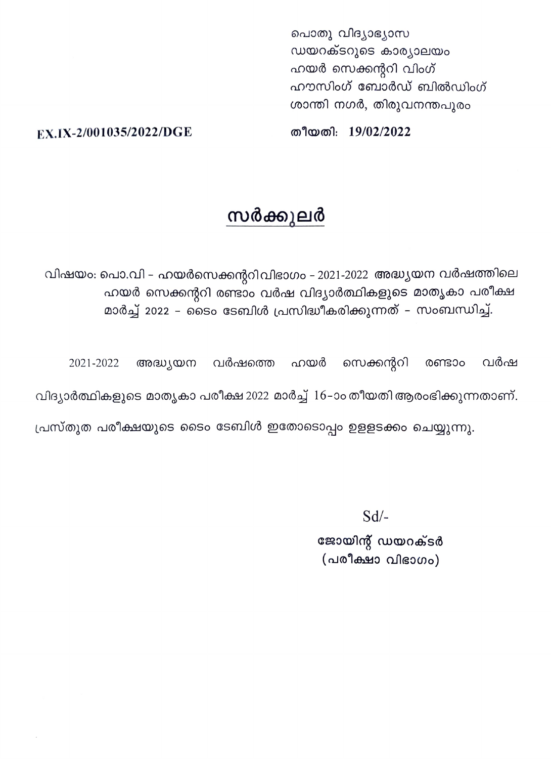പൊതു വിദ്യാഭ്യാസ
ഡയറക്ടറുടെ കാര്യാലയം
ഹയർ സെക്കന്ററി വിംഗ്
ഹൗസിംഗ് ബോർഡ് ബിൽഡിംഗ്
ശാന്തി നഗർ, തിരുവനന്തപുരം

**EX.IX-2/001035/2022/DGE**

**തീയതി: 19/02/2022**

# <u>സർക്കുലർ</u>

വിഷയം: പൊ.വി - ഹയർസെക്കന്ററിവിഭാഗം - 2021-2022 അദ്ധ്യയന വർഷത്തിലെ ഹയർ സെക്കന്ററി രണ്ടാം വർഷ വിദ്യാർത്ഥികളുടെ മാതൃകാ പരീക്ഷ മാർച്ച് 2022 - ടൈം ടേബിൾ പ്രസിദ്ധീകരിക്കുന്നത് - സംബന്ധിച്ച്.

2021-2022 അദ്ധ്യയന വർഷത്തെ ഹയർ സെക്കന്ററി രണ്ടാം വർഷ വിദ്യാർത്ഥികളുടെ മാതൃകാ പരീക്ഷ 2022 മാർച്ച് 16-ാം തീയതി ആരംഭിക്കുന്നതാണ്. പ്രസ്തുത പരീക്ഷയുടെ ടൈം ടേബിൾ ഇതോടൊപ്പം ഉള്ളടക്കം ചെയ്യുന്നു.

Sd/-

**ജോയിന്റ് ഡയറക്ടർ**
**(പരീക്ഷാ വിഭാഗം)**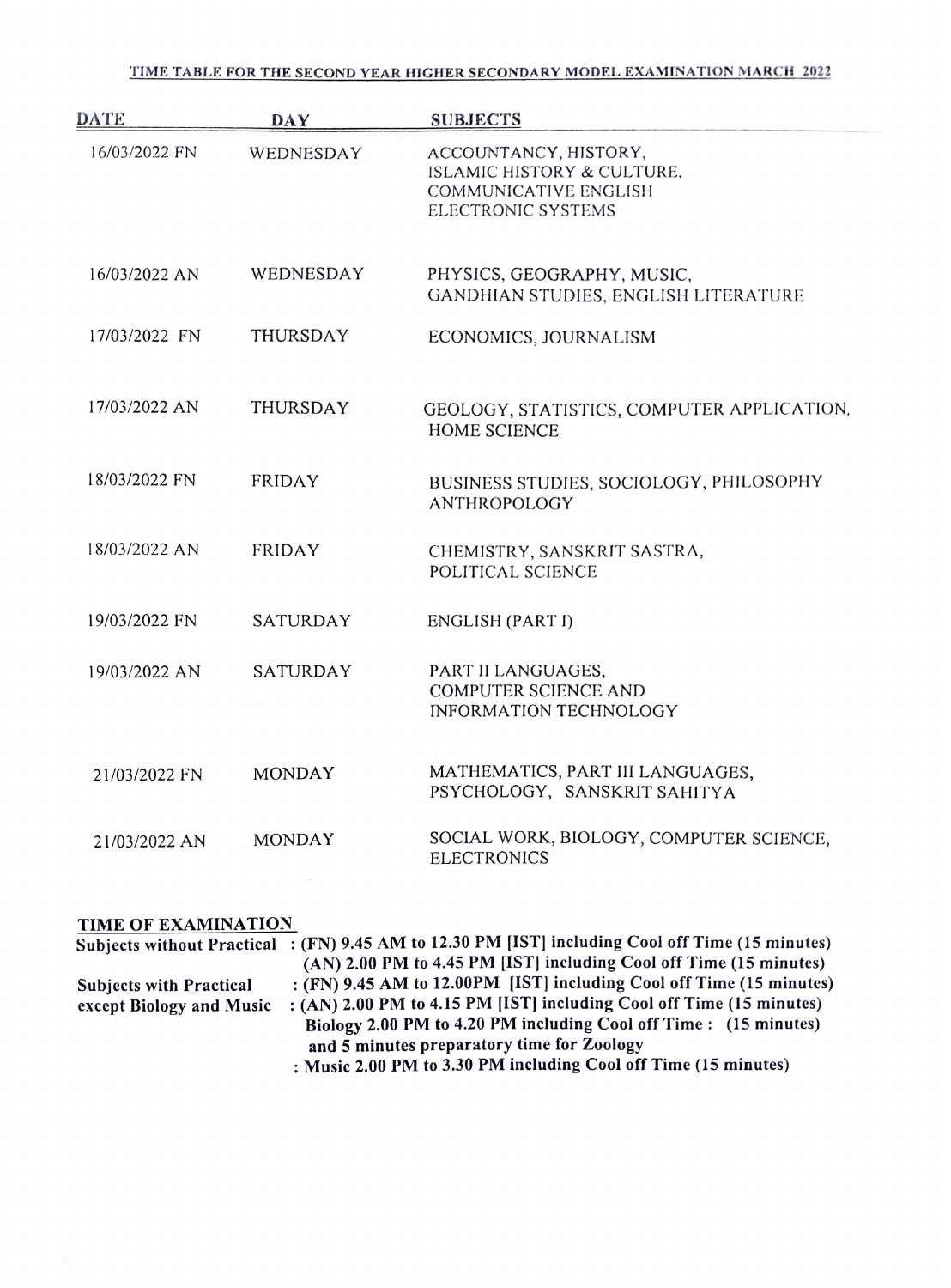## TIME TABLE FOR THE SECOND YEAR HIGHER SECONDARY MODEL EXAMINATION MARCH 2022

| DATE | DAY | SUBJECTS |
|---|---|---|
| 16/03/2022 FN | WEDNESDAY | ACCOUNTANCY, HISTORY, ISLAMIC HISTORY & CULTURE, COMMUNICATIVE ENGLISH ELECTRONIC SYSTEMS |
| 16/03/2022 AN | WEDNESDAY | PHYSICS, GEOGRAPHY, MUSIC, GANDHIAN STUDIES, ENGLISH LITERATURE |
| 17/03/2022 FN | THURSDAY | ECONOMICS, JOURNALISM |
| 17/03/2022 AN | THURSDAY | GEOLOGY, STATISTICS, COMPUTER APPLICATION, HOME SCIENCE |
| 18/03/2022 FN | FRIDAY | BUSINESS STUDIES, SOCIOLOGY, PHILOSOPHY ANTHROPOLOGY |
| 18/03/2022 AN | FRIDAY | CHEMISTRY, SANSKRIT SASTRA, POLITICAL SCIENCE |
| 19/03/2022 FN | SATURDAY | ENGLISH (PART I) |
| 19/03/2022 AN | SATURDAY | PART II LANGUAGES, COMPUTER SCIENCE AND INFORMATION TECHNOLOGY |
| 21/03/2022 FN | MONDAY | MATHEMATICS, PART III LANGUAGES, PSYCHOLOGY, SANSKRIT SAHITYA |
| 21/03/2022 AN | MONDAY | SOCIAL WORK, BIOLOGY, COMPUTER SCIENCE, ELECTRONICS |

### TIME OF EXAMINATION

**Subjects without Practical** : **(FN) 9.45 AM to 12.30 PM [IST] including Cool off Time (15 minutes)**
**(AN) 2.00 PM to 4.45 PM [IST] including Cool off Time (15 minutes)**

**Subjects with Practical except Biology and Music** : **(FN) 9.45 AM to 12.00PM [IST] including Cool off Time (15 minutes)**
: **(AN) 2.00 PM to 4.15 PM [IST] including Cool off Time (15 minutes)**

**Biology 2.00 PM to 4.20 PM including Cool off Time : (15 minutes) and 5 minutes preparatory time for Zoology**

: **Music 2.00 PM to 3.30 PM including Cool off Time (15 minutes)**